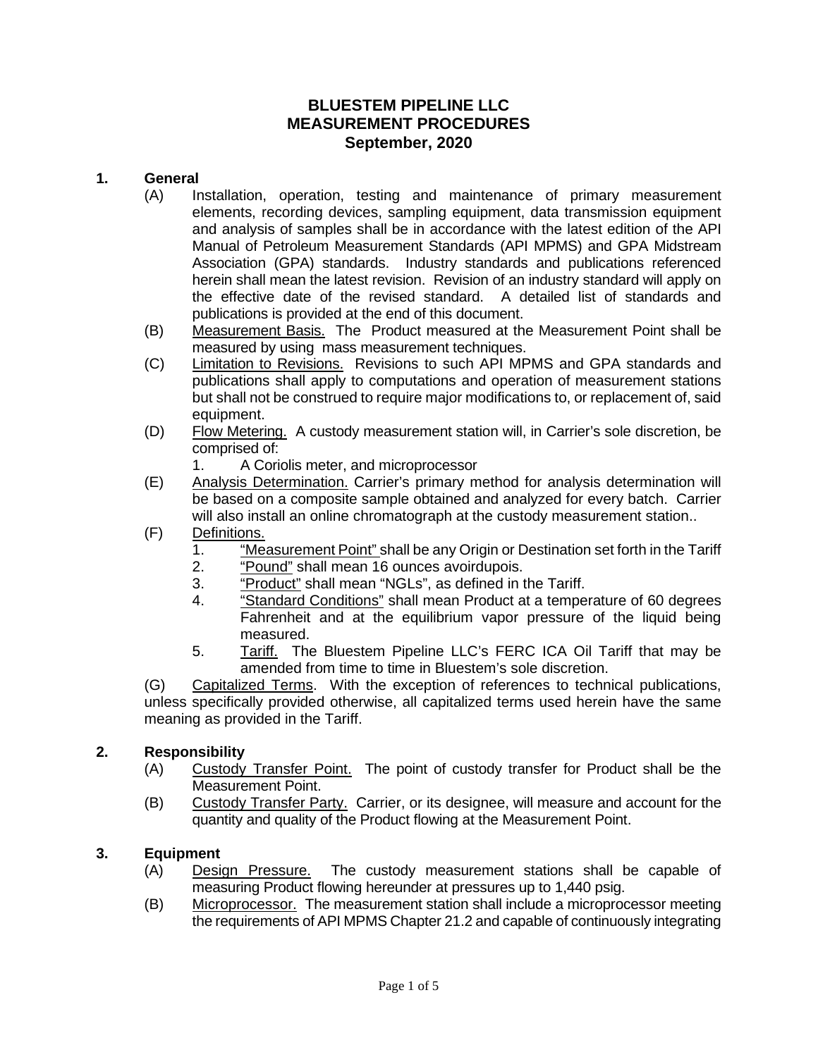# BLUESTEM PIPELINE LLC
# MEASUREMENT PROCEDURES
## September, 2020

### 1. General

(A) Installation, operation, testing and maintenance of primary measurement elements, recording devices, sampling equipment, data transmission equipment and analysis of samples shall be in accordance with the latest edition of the API Manual of Petroleum Measurement Standards (API MPMS) and GPA Midstream Association (GPA) standards. Industry standards and publications referenced herein shall mean the latest revision. Revision of an industry standard will apply on the effective date of the revised standard. A detailed list of standards and publications is provided at the end of this document.

(B) Measurement Basis. The Product measured at the Measurement Point shall be measured by using mass measurement techniques.

(C) Limitation to Revisions. Revisions to such API MPMS and GPA standards and publications shall apply to computations and operation of measurement stations but shall not be construed to require major modifications to, or replacement of, said equipment.

(D) Flow Metering. A custody measurement station will, in Carrier's sole discretion, be comprised of:

1. A Coriolis meter, and microprocessor

(E) Analysis Determination. Carrier's primary method for analysis determination will be based on a composite sample obtained and analyzed for every batch. Carrier will also install an online chromatograph at the custody measurement station..

(F) Definitions.

1. "Measurement Point" shall be any Origin or Destination set forth in the Tariff
2. "Pound" shall mean 16 ounces avoirdupois.
3. "Product" shall mean "NGLs", as defined in the Tariff.
4. "Standard Conditions" shall mean Product at a temperature of 60 degrees Fahrenheit and at the equilibrium vapor pressure of the liquid being measured.
5. Tariff. The Bluestem Pipeline LLC's FERC ICA Oil Tariff that may be amended from time to time in Bluestem's sole discretion.

(G) Capitalized Terms. With the exception of references to technical publications, unless specifically provided otherwise, all capitalized terms used herein have the same meaning as provided in the Tariff.

### 2. Responsibility

(A) Custody Transfer Point. The point of custody transfer for Product shall be the Measurement Point.

(B) Custody Transfer Party. Carrier, or its designee, will measure and account for the quantity and quality of the Product flowing at the Measurement Point.

### 3. Equipment

(A) Design Pressure. The custody measurement stations shall be capable of measuring Product flowing hereunder at pressures up to 1,440 psig.

(B) Microprocessor. The measurement station shall include a microprocessor meeting the requirements of API MPMS Chapter 21.2 and capable of continuously integrating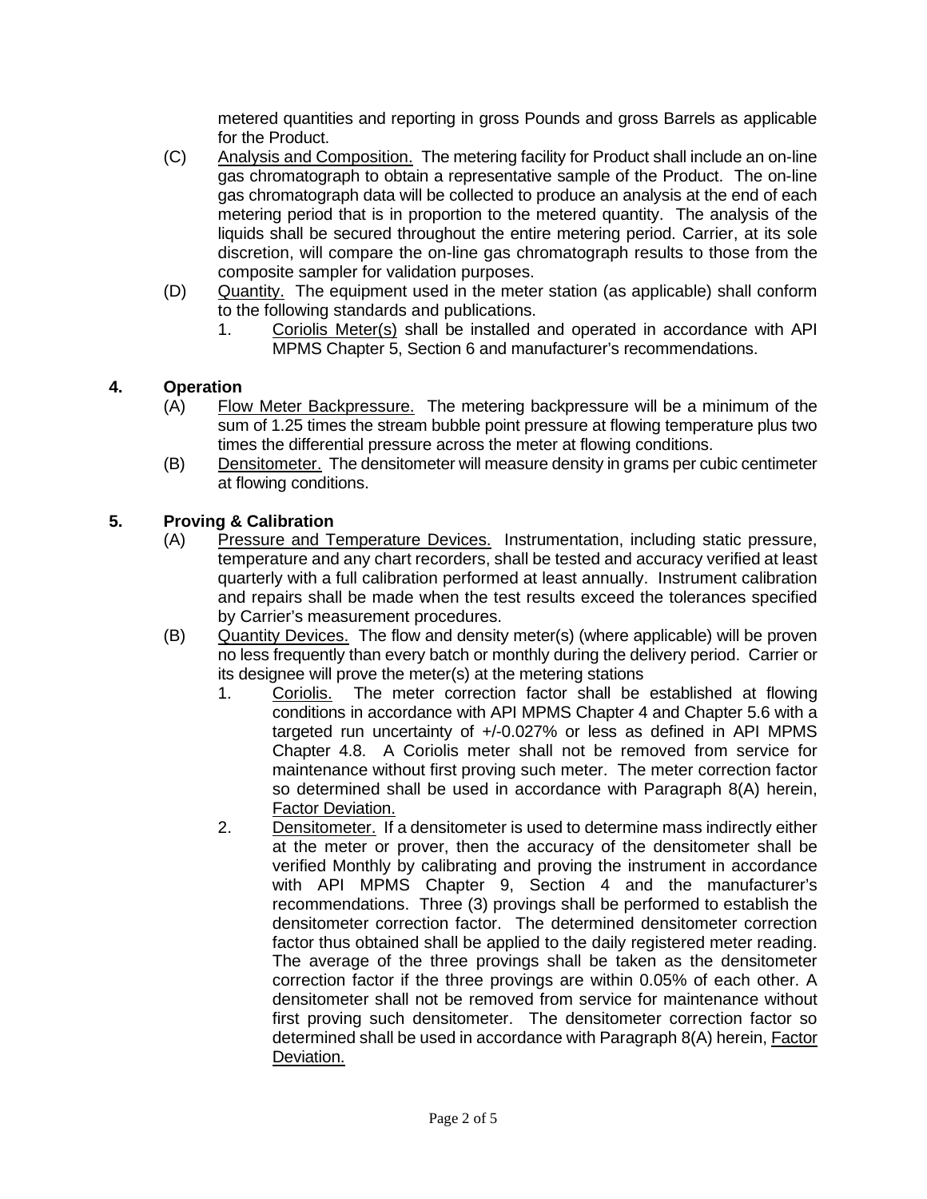metered quantities and reporting in gross Pounds and gross Barrels as applicable for the Product.

(C) Analysis and Composition. The metering facility for Product shall include an on-line gas chromatograph to obtain a representative sample of the Product. The on-line gas chromatograph data will be collected to produce an analysis at the end of each metering period that is in proportion to the metered quantity. The analysis of the liquids shall be secured throughout the entire metering period. Carrier, at its sole discretion, will compare the on-line gas chromatograph results to those from the composite sampler for validation purposes.

(D) Quantity. The equipment used in the meter station (as applicable) shall conform to the following standards and publications.

1. Coriolis Meter(s) shall be installed and operated in accordance with API MPMS Chapter 5, Section 6 and manufacturer's recommendations.

**4. Operation**

(A) Flow Meter Backpressure. The metering backpressure will be a minimum of the sum of 1.25 times the stream bubble point pressure at flowing temperature plus two times the differential pressure across the meter at flowing conditions.

(B) Densitometer. The densitometer will measure density in grams per cubic centimeter at flowing conditions.

**5. Proving & Calibration**

(A) Pressure and Temperature Devices. Instrumentation, including static pressure, temperature and any chart recorders, shall be tested and accuracy verified at least quarterly with a full calibration performed at least annually. Instrument calibration and repairs shall be made when the test results exceed the tolerances specified by Carrier's measurement procedures.

(B) Quantity Devices. The flow and density meter(s) (where applicable) will be proven no less frequently than every batch or monthly during the delivery period. Carrier or its designee will prove the meter(s) at the metering stations

1. Coriolis. The meter correction factor shall be established at flowing conditions in accordance with API MPMS Chapter 4 and Chapter 5.6 with a targeted run uncertainty of +/-0.027% or less as defined in API MPMS Chapter 4.8. A Coriolis meter shall not be removed from service for maintenance without first proving such meter. The meter correction factor so determined shall be used in accordance with Paragraph 8(A) herein, Factor Deviation.

2. Densitometer. If a densitometer is used to determine mass indirectly either at the meter or prover, then the accuracy of the densitometer shall be verified Monthly by calibrating and proving the instrument in accordance with API MPMS Chapter 9, Section 4 and the manufacturer's recommendations. Three (3) provings shall be performed to establish the densitometer correction factor. The determined densitometer correction factor thus obtained shall be applied to the daily registered meter reading. The average of the three provings shall be taken as the densitometer correction factor if the three provings are within 0.05% of each other. A densitometer shall not be removed from service for maintenance without first proving such densitometer. The densitometer correction factor so determined shall be used in accordance with Paragraph 8(A) herein, Factor Deviation.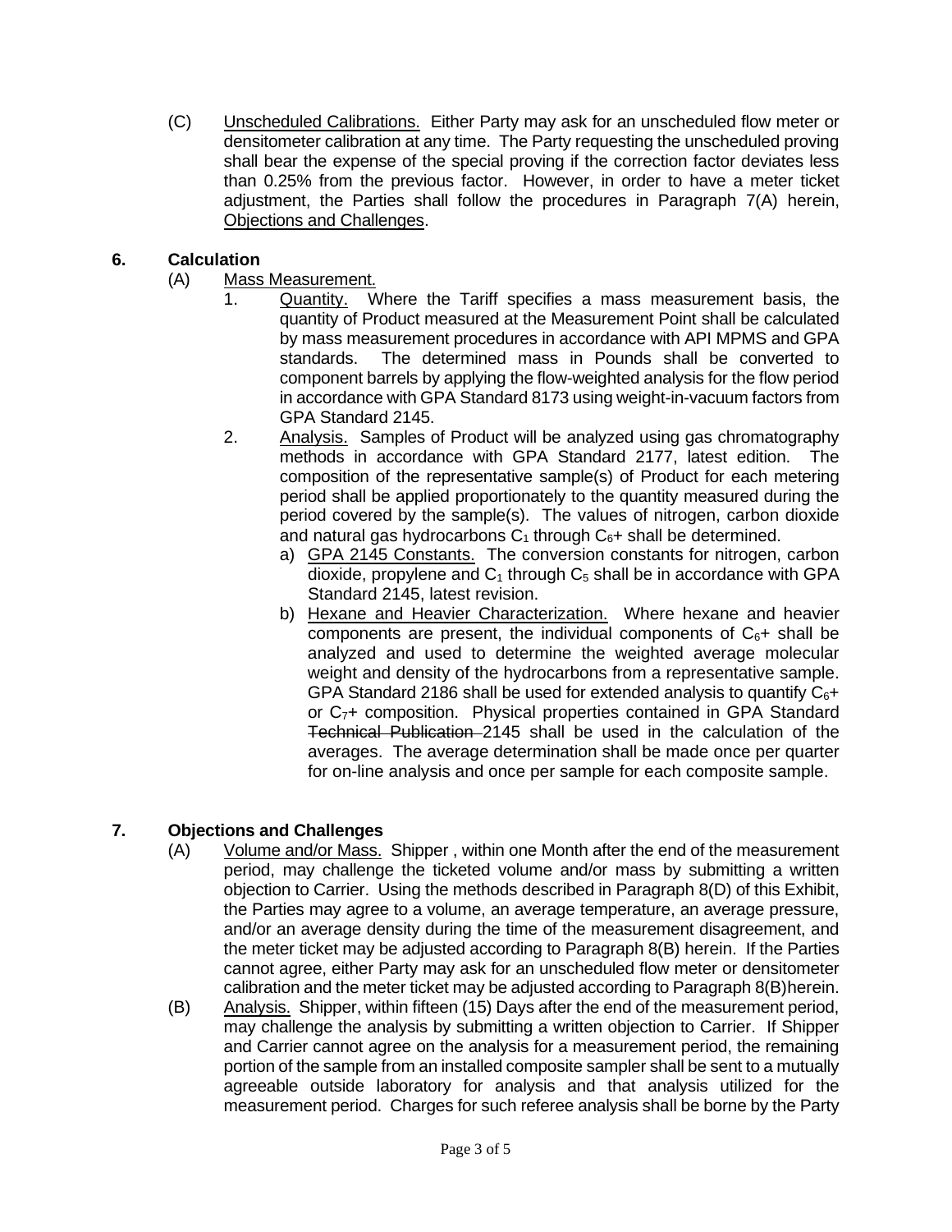(C) Unscheduled Calibrations. Either Party may ask for an unscheduled flow meter or densitometer calibration at any time. The Party requesting the unscheduled proving shall bear the expense of the special proving if the correction factor deviates less than 0.25% from the previous factor. However, in order to have a meter ticket adjustment, the Parties shall follow the procedures in Paragraph 7(A) herein, Objections and Challenges.

## 6. Calculation

(A) Mass Measurement.

1. Quantity. Where the Tariff specifies a mass measurement basis, the quantity of Product measured at the Measurement Point shall be calculated by mass measurement procedures in accordance with API MPMS and GPA standards. The determined mass in Pounds shall be converted to component barrels by applying the flow-weighted analysis for the flow period in accordance with GPA Standard 8173 using weight-in-vacuum factors from GPA Standard 2145.
2. Analysis. Samples of Product will be analyzed using gas chromatography methods in accordance with GPA Standard 2177, latest edition. The composition of the representative sample(s) of Product for each metering period shall be applied proportionately to the quantity measured during the period covered by the sample(s). The values of nitrogen, carbon dioxide and natural gas hydrocarbons $C_1$ through $C_6$+ shall be determined.
   a) GPA 2145 Constants. The conversion constants for nitrogen, carbon dioxide, propylene and $C_1$ through $C_5$ shall be in accordance with GPA Standard 2145, latest revision.
   b) Hexane and Heavier Characterization. Where hexane and heavier components are present, the individual components of $C_6$+ shall be analyzed and used to determine the weighted average molecular weight and density of the hydrocarbons from a representative sample. GPA Standard 2186 shall be used for extended analysis to quantify $C_6$+ or $C_7$+ composition. Physical properties contained in GPA Standard ~~Technical Publication~~ 2145 shall be used in the calculation of the averages. The average determination shall be made once per quarter for on-line analysis and once per sample for each composite sample.

## 7. Objections and Challenges

(A) Volume and/or Mass. Shipper , within one Month after the end of the measurement period, may challenge the ticketed volume and/or mass by submitting a written objection to Carrier. Using the methods described in Paragraph 8(D) of this Exhibit, the Parties may agree to a volume, an average temperature, an average pressure, and/or an average density during the time of the measurement disagreement, and the meter ticket may be adjusted according to Paragraph 8(B) herein. If the Parties cannot agree, either Party may ask for an unscheduled flow meter or densitometer calibration and the meter ticket may be adjusted according to Paragraph 8(B)herein.

(B) Analysis. Shipper, within fifteen (15) Days after the end of the measurement period, may challenge the analysis by submitting a written objection to Carrier. If Shipper and Carrier cannot agree on the analysis for a measurement period, the remaining portion of the sample from an installed composite sampler shall be sent to a mutually agreeable outside laboratory for analysis and that analysis utilized for the measurement period. Charges for such referee analysis shall be borne by the Party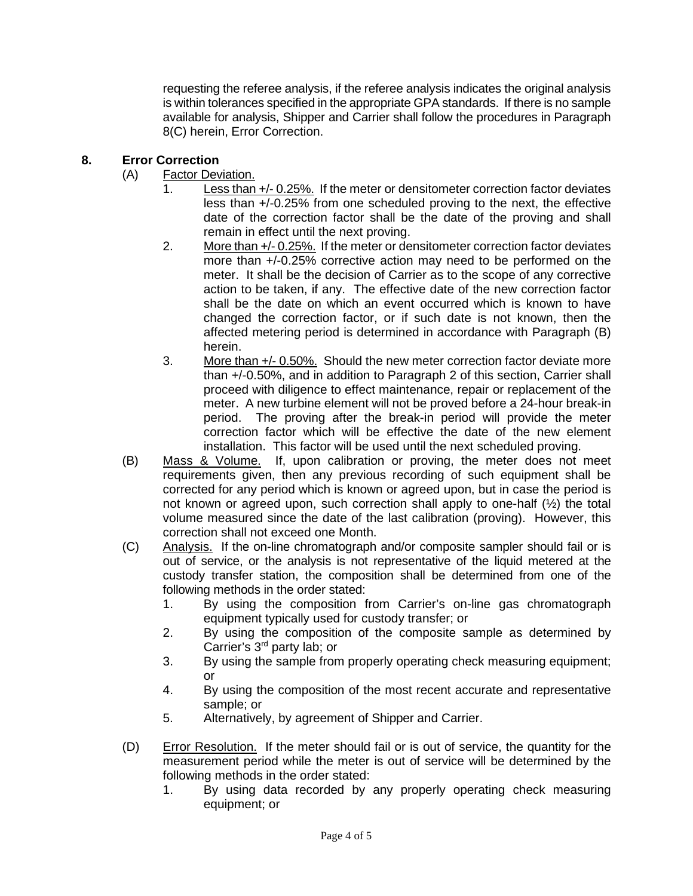requesting the referee analysis, if the referee analysis indicates the original analysis is within tolerances specified in the appropriate GPA standards. If there is no sample available for analysis, Shipper and Carrier shall follow the procedures in Paragraph 8(C) herein, Error Correction.

## 8. Error Correction

(A) Factor Deviation.

1. Less than +/- 0.25%. If the meter or densitometer correction factor deviates less than +/-0.25% from one scheduled proving to the next, the effective date of the correction factor shall be the date of the proving and shall remain in effect until the next proving.
2. More than +/- 0.25%. If the meter or densitometer correction factor deviates more than +/-0.25% corrective action may need to be performed on the meter. It shall be the decision of Carrier as to the scope of any corrective action to be taken, if any. The effective date of the new correction factor shall be the date on which an event occurred which is known to have changed the correction factor, or if such date is not known, then the affected metering period is determined in accordance with Paragraph (B) herein.
3. More than +/- 0.50%. Should the new meter correction factor deviate more than +/-0.50%, and in addition to Paragraph 2 of this section, Carrier shall proceed with diligence to effect maintenance, repair or replacement of the meter. A new turbine element will not be proved before a 24-hour break-in period. The proving after the break-in period will provide the meter correction factor which will be effective the date of the new element installation. This factor will be used until the next scheduled proving.

(B) Mass & Volume. If, upon calibration or proving, the meter does not meet requirements given, then any previous recording of such equipment shall be corrected for any period which is known or agreed upon, but in case the period is not known or agreed upon, such correction shall apply to one-half (½) the total volume measured since the date of the last calibration (proving). However, this correction shall not exceed one Month.

(C) Analysis. If the on-line chromatograph and/or composite sampler should fail or is out of service, or the analysis is not representative of the liquid metered at the custody transfer station, the composition shall be determined from one of the following methods in the order stated:

1. By using the composition from Carrier's on-line gas chromatograph equipment typically used for custody transfer; or
2. By using the composition of the composite sample as determined by Carrier's 3rd party lab; or
3. By using the sample from properly operating check measuring equipment; or
4. By using the composition of the most recent accurate and representative sample; or
5. Alternatively, by agreement of Shipper and Carrier.

(D) Error Resolution. If the meter should fail or is out of service, the quantity for the measurement period while the meter is out of service will be determined by the following methods in the order stated:

1. By using data recorded by any properly operating check measuring equipment; or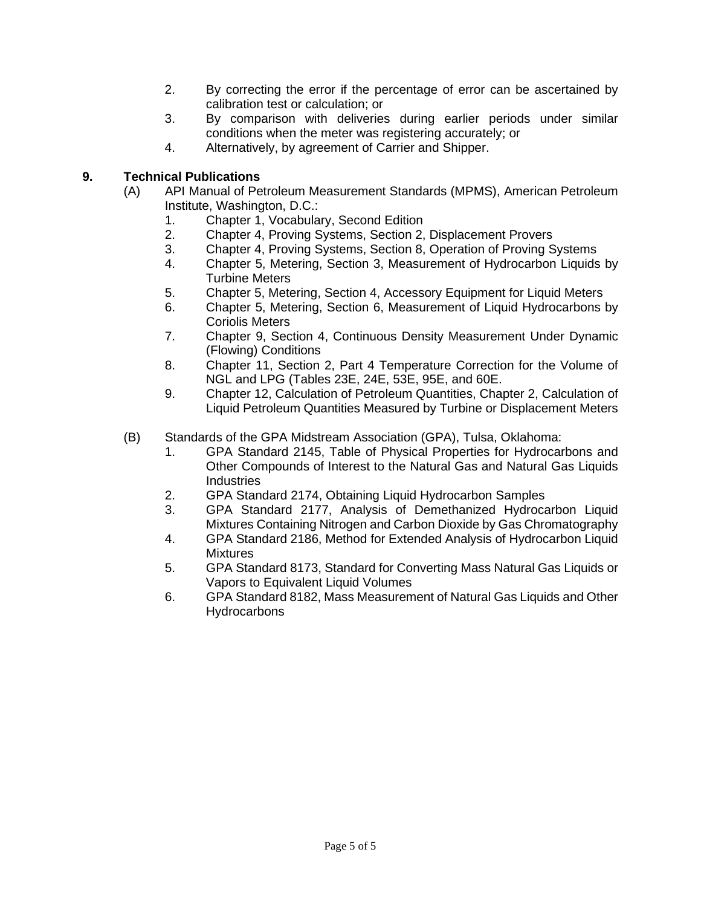2. By correcting the error if the percentage of error can be ascertained by calibration test or calculation; or
3. By comparison with deliveries during earlier periods under similar conditions when the meter was registering accurately; or
4. Alternatively, by agreement of Carrier and Shipper.

## 9. Technical Publications

(A) API Manual of Petroleum Measurement Standards (MPMS), American Petroleum Institute, Washington, D.C.:

1. Chapter 1, Vocabulary, Second Edition
2. Chapter 4, Proving Systems, Section 2, Displacement Provers
3. Chapter 4, Proving Systems, Section 8, Operation of Proving Systems
4. Chapter 5, Metering, Section 3, Measurement of Hydrocarbon Liquids by Turbine Meters
5. Chapter 5, Metering, Section 4, Accessory Equipment for Liquid Meters
6. Chapter 5, Metering, Section 6, Measurement of Liquid Hydrocarbons by Coriolis Meters
7. Chapter 9, Section 4, Continuous Density Measurement Under Dynamic (Flowing) Conditions
8. Chapter 11, Section 2, Part 4 Temperature Correction for the Volume of NGL and LPG (Tables 23E, 24E, 53E, 95E, and 60E.
9. Chapter 12, Calculation of Petroleum Quantities, Chapter 2, Calculation of Liquid Petroleum Quantities Measured by Turbine or Displacement Meters

(B) Standards of the GPA Midstream Association (GPA), Tulsa, Oklahoma:

1. GPA Standard 2145, Table of Physical Properties for Hydrocarbons and Other Compounds of Interest to the Natural Gas and Natural Gas Liquids Industries
2. GPA Standard 2174, Obtaining Liquid Hydrocarbon Samples
3. GPA Standard 2177, Analysis of Demethanized Hydrocarbon Liquid Mixtures Containing Nitrogen and Carbon Dioxide by Gas Chromatography
4. GPA Standard 2186, Method for Extended Analysis of Hydrocarbon Liquid Mixtures
5. GPA Standard 8173, Standard for Converting Mass Natural Gas Liquids or Vapors to Equivalent Liquid Volumes
6. GPA Standard 8182, Mass Measurement of Natural Gas Liquids and Other Hydrocarbons